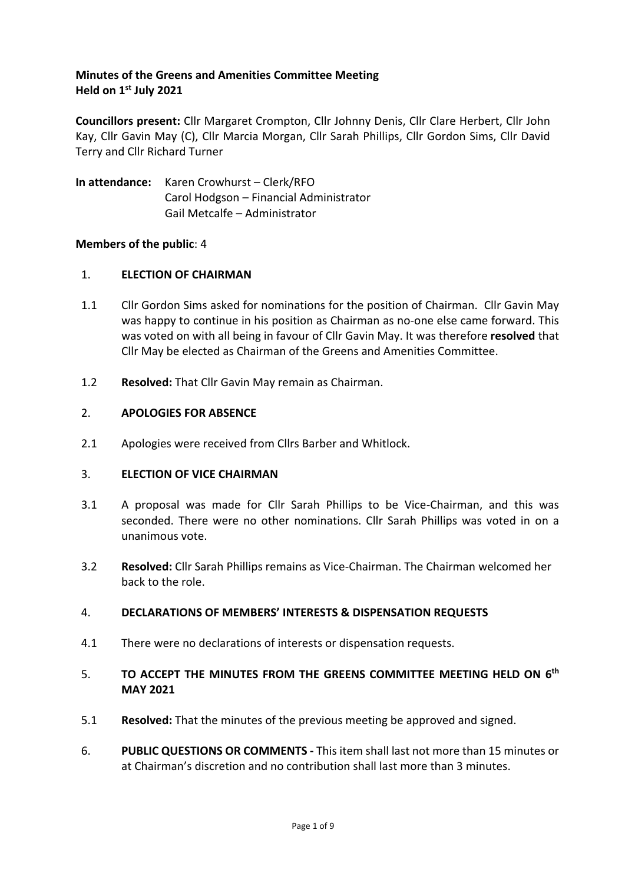**Minutes of the Greens and Amenities Committee Meeting**
**Held on 1st July 2021**

**Councillors present:** Cllr Margaret Crompton, Cllr Johnny Denis, Cllr Clare Herbert, Cllr John Kay, Cllr Gavin May (C), Cllr Marcia Morgan, Cllr Sarah Phillips, Cllr Gordon Sims, Cllr David Terry and Cllr Richard Turner

**In attendance:** Karen Crowhurst – Clerk/RFO
Carol Hodgson – Financial Administrator
Gail Metcalfe – Administrator

**Members of the public**: 4

1. **ELECTION OF CHAIRMAN**

1.1 Cllr Gordon Sims asked for nominations for the position of Chairman. Cllr Gavin May was happy to continue in his position as Chairman as no-one else came forward. This was voted on with all being in favour of Cllr Gavin May. It was therefore **resolved** that Cllr May be elected as Chairman of the Greens and Amenities Committee.

1.2 **Resolved:** That Cllr Gavin May remain as Chairman.

2. **APOLOGIES FOR ABSENCE**

2.1 Apologies were received from Cllrs Barber and Whitlock.

3. **ELECTION OF VICE CHAIRMAN**

3.1 A proposal was made for Cllr Sarah Phillips to be Vice-Chairman, and this was seconded. There were no other nominations. Cllr Sarah Phillips was voted in on a unanimous vote.

3.2 **Resolved:** Cllr Sarah Phillips remains as Vice-Chairman. The Chairman welcomed her back to the role.

4. **DECLARATIONS OF MEMBERS' INTERESTS & DISPENSATION REQUESTS**

4.1 There were no declarations of interests or dispensation requests.

5. **TO ACCEPT THE MINUTES FROM THE GREENS COMMITTEE MEETING HELD ON 6th MAY 2021**

5.1 **Resolved:** That the minutes of the previous meeting be approved and signed.

6. **PUBLIC QUESTIONS OR COMMENTS -** This item shall last not more than 15 minutes or at Chairman's discretion and no contribution shall last more than 3 minutes.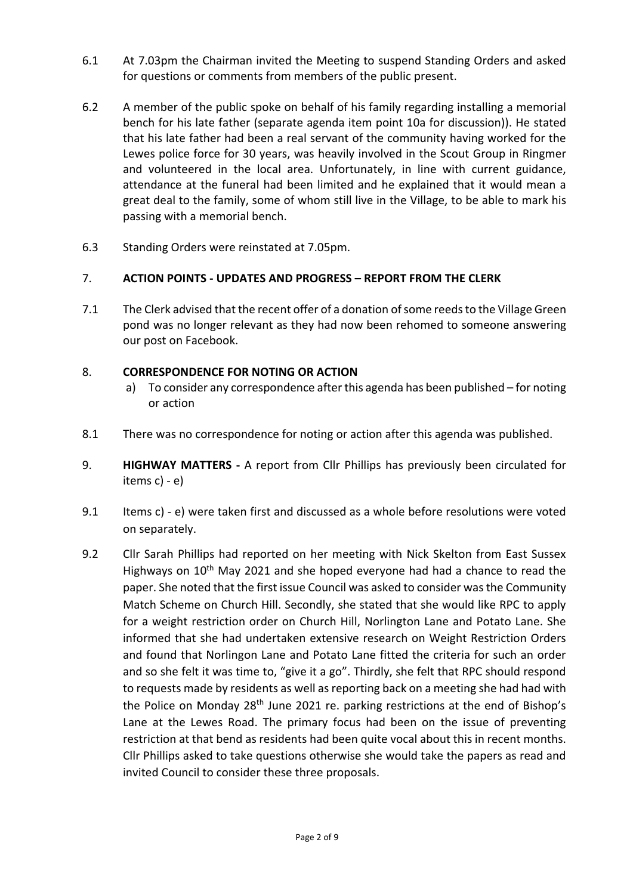6.1 At 7.03pm the Chairman invited the Meeting to suspend Standing Orders and asked for questions or comments from members of the public present.

6.2 A member of the public spoke on behalf of his family regarding installing a memorial bench for his late father (separate agenda item point 10a for discussion)). He stated that his late father had been a real servant of the community having worked for the Lewes police force for 30 years, was heavily involved in the Scout Group in Ringmer and volunteered in the local area. Unfortunately, in line with current guidance, attendance at the funeral had been limited and he explained that it would mean a great deal to the family, some of whom still live in the Village, to be able to mark his passing with a memorial bench.

6.3 Standing Orders were reinstated at 7.05pm.

## 7. ACTION POINTS - UPDATES AND PROGRESS – REPORT FROM THE CLERK

7.1 The Clerk advised that the recent offer of a donation of some reeds to the Village Green pond was no longer relevant as they had now been rehomed to someone answering our post on Facebook.

## 8. CORRESPONDENCE FOR NOTING OR ACTION

a) To consider any correspondence after this agenda has been published – for noting or action

8.1 There was no correspondence for noting or action after this agenda was published.

## 9. HIGHWAY MATTERS - A report from Cllr Phillips has previously been circulated for items c) - e)

9.1 Items c) - e) were taken first and discussed as a whole before resolutions were voted on separately.

9.2 Cllr Sarah Phillips had reported on her meeting with Nick Skelton from East Sussex Highways on 10th May 2021 and she hoped everyone had had a chance to read the paper. She noted that the first issue Council was asked to consider was the Community Match Scheme on Church Hill. Secondly, she stated that she would like RPC to apply for a weight restriction order on Church Hill, Norlington Lane and Potato Lane. She informed that she had undertaken extensive research on Weight Restriction Orders and found that Norlingon Lane and Potato Lane fitted the criteria for such an order and so she felt it was time to, "give it a go". Thirdly, she felt that RPC should respond to requests made by residents as well as reporting back on a meeting she had had with the Police on Monday 28th June 2021 re. parking restrictions at the end of Bishop's Lane at the Lewes Road. The primary focus had been on the issue of preventing restriction at that bend as residents had been quite vocal about this in recent months. Cllr Phillips asked to take questions otherwise she would take the papers as read and invited Council to consider these three proposals.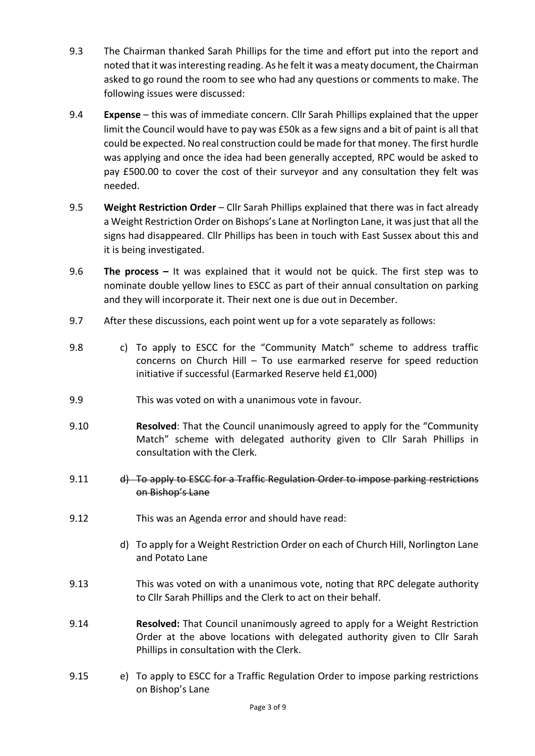9.3 The Chairman thanked Sarah Phillips for the time and effort put into the report and noted that it was interesting reading. As he felt it was a meaty document, the Chairman asked to go round the room to see who had any questions or comments to make. The following issues were discussed:

9.4 **Expense** – this was of immediate concern. Cllr Sarah Phillips explained that the upper limit the Council would have to pay was £50k as a few signs and a bit of paint is all that could be expected. No real construction could be made for that money. The first hurdle was applying and once the idea had been generally accepted, RPC would be asked to pay £500.00 to cover the cost of their surveyor and any consultation they felt was needed.

9.5 **Weight Restriction Order** – Cllr Sarah Phillips explained that there was in fact already a Weight Restriction Order on Bishops's Lane at Norlington Lane, it was just that all the signs had disappeared. Cllr Phillips has been in touch with East Sussex about this and it is being investigated.

9.6 **The process –** It was explained that it would not be quick. The first step was to nominate double yellow lines to ESCC as part of their annual consultation on parking and they will incorporate it. Their next one is due out in December.

9.7 After these discussions, each point went up for a vote separately as follows:

9.8 c) To apply to ESCC for the "Community Match" scheme to address traffic concerns on Church Hill – To use earmarked reserve for speed reduction initiative if successful (Earmarked Reserve held £1,000)

9.9 This was voted on with a unanimous vote in favour.

9.10 **Resolved**: That the Council unanimously agreed to apply for the "Community Match" scheme with delegated authority given to Cllr Sarah Phillips in consultation with the Clerk.

9.11 ~~d) To apply to ESCC for a Traffic Regulation Order to impose parking restrictions on Bishop's Lane~~

9.12 This was an Agenda error and should have read:

d) To apply for a Weight Restriction Order on each of Church Hill, Norlington Lane and Potato Lane

9.13 This was voted on with a unanimous vote, noting that RPC delegate authority to Cllr Sarah Phillips and the Clerk to act on their behalf.

9.14 **Resolved:** That Council unanimously agreed to apply for a Weight Restriction Order at the above locations with delegated authority given to Cllr Sarah Phillips in consultation with the Clerk.

9.15 e) To apply to ESCC for a Traffic Regulation Order to impose parking restrictions on Bishop's Lane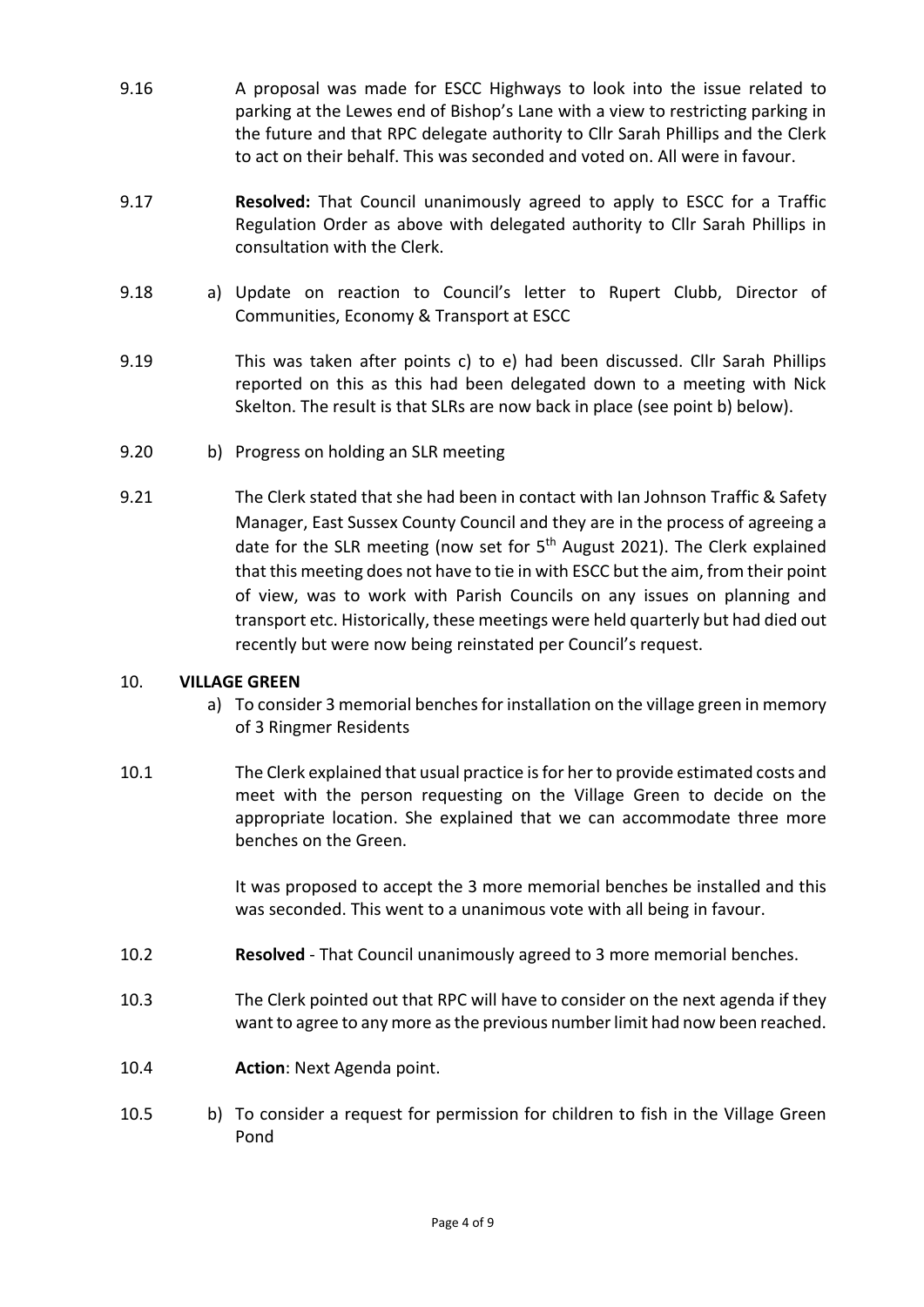9.16 A proposal was made for ESCC Highways to look into the issue related to parking at the Lewes end of Bishop's Lane with a view to restricting parking in the future and that RPC delegate authority to Cllr Sarah Phillips and the Clerk to act on their behalf. This was seconded and voted on. All were in favour.

9.17 **Resolved:** That Council unanimously agreed to apply to ESCC for a Traffic Regulation Order as above with delegated authority to Cllr Sarah Phillips in consultation with the Clerk.

9.18 a) Update on reaction to Council's letter to Rupert Clubb, Director of Communities, Economy & Transport at ESCC

9.19 This was taken after points c) to e) had been discussed. Cllr Sarah Phillips reported on this as this had been delegated down to a meeting with Nick Skelton. The result is that SLRs are now back in place (see point b) below).

9.20 b) Progress on holding an SLR meeting

9.21 The Clerk stated that she had been in contact with Ian Johnson Traffic & Safety Manager, East Sussex County Council and they are in the process of agreeing a date for the SLR meeting (now set for 5th August 2021). The Clerk explained that this meeting does not have to tie in with ESCC but the aim, from their point of view, was to work with Parish Councils on any issues on planning and transport etc. Historically, these meetings were held quarterly but had died out recently but were now being reinstated per Council's request.

## 10. VILLAGE GREEN

a) To consider 3 memorial benches for installation on the village green in memory of 3 Ringmer Residents

10.1 The Clerk explained that usual practice is for her to provide estimated costs and meet with the person requesting on the Village Green to decide on the appropriate location. She explained that we can accommodate three more benches on the Green.

It was proposed to accept the 3 more memorial benches be installed and this was seconded. This went to a unanimous vote with all being in favour.

10.2 **Resolved** - That Council unanimously agreed to 3 more memorial benches.

10.3 The Clerk pointed out that RPC will have to consider on the next agenda if they want to agree to any more as the previous number limit had now been reached.

10.4 **Action**: Next Agenda point.

10.5 b) To consider a request for permission for children to fish in the Village Green Pond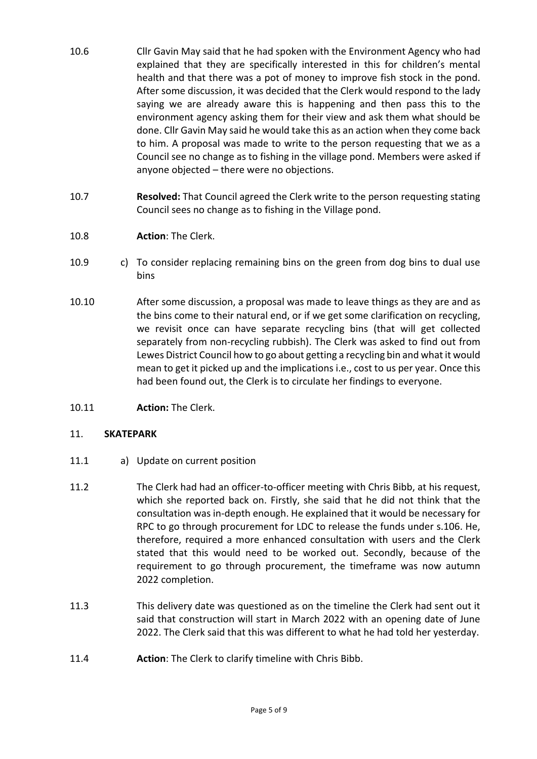10.6 Cllr Gavin May said that he had spoken with the Environment Agency who had explained that they are specifically interested in this for children's mental health and that there was a pot of money to improve fish stock in the pond. After some discussion, it was decided that the Clerk would respond to the lady saying we are already aware this is happening and then pass this to the environment agency asking them for their view and ask them what should be done. Cllr Gavin May said he would take this as an action when they come back to him. A proposal was made to write to the person requesting that we as a Council see no change as to fishing in the village pond. Members were asked if anyone objected – there were no objections.

10.7 **Resolved:** That Council agreed the Clerk write to the person requesting stating Council sees no change as to fishing in the Village pond.

10.8 **Action**: The Clerk.

10.9 c) To consider replacing remaining bins on the green from dog bins to dual use bins

10.10 After some discussion, a proposal was made to leave things as they are and as the bins come to their natural end, or if we get some clarification on recycling, we revisit once can have separate recycling bins (that will get collected separately from non-recycling rubbish). The Clerk was asked to find out from Lewes District Council how to go about getting a recycling bin and what it would mean to get it picked up and the implications i.e., cost to us per year. Once this had been found out, the Clerk is to circulate her findings to everyone.

10.11 **Action:** The Clerk.

## 11. SKATEPARK

11.1 a) Update on current position

11.2 The Clerk had had an officer-to-officer meeting with Chris Bibb, at his request, which she reported back on. Firstly, she said that he did not think that the consultation was in-depth enough. He explained that it would be necessary for RPC to go through procurement for LDC to release the funds under s.106. He, therefore, required a more enhanced consultation with users and the Clerk stated that this would need to be worked out. Secondly, because of the requirement to go through procurement, the timeframe was now autumn 2022 completion.

11.3 This delivery date was questioned as on the timeline the Clerk had sent out it said that construction will start in March 2022 with an opening date of June 2022. The Clerk said that this was different to what he had told her yesterday.

11.4 **Action**: The Clerk to clarify timeline with Chris Bibb.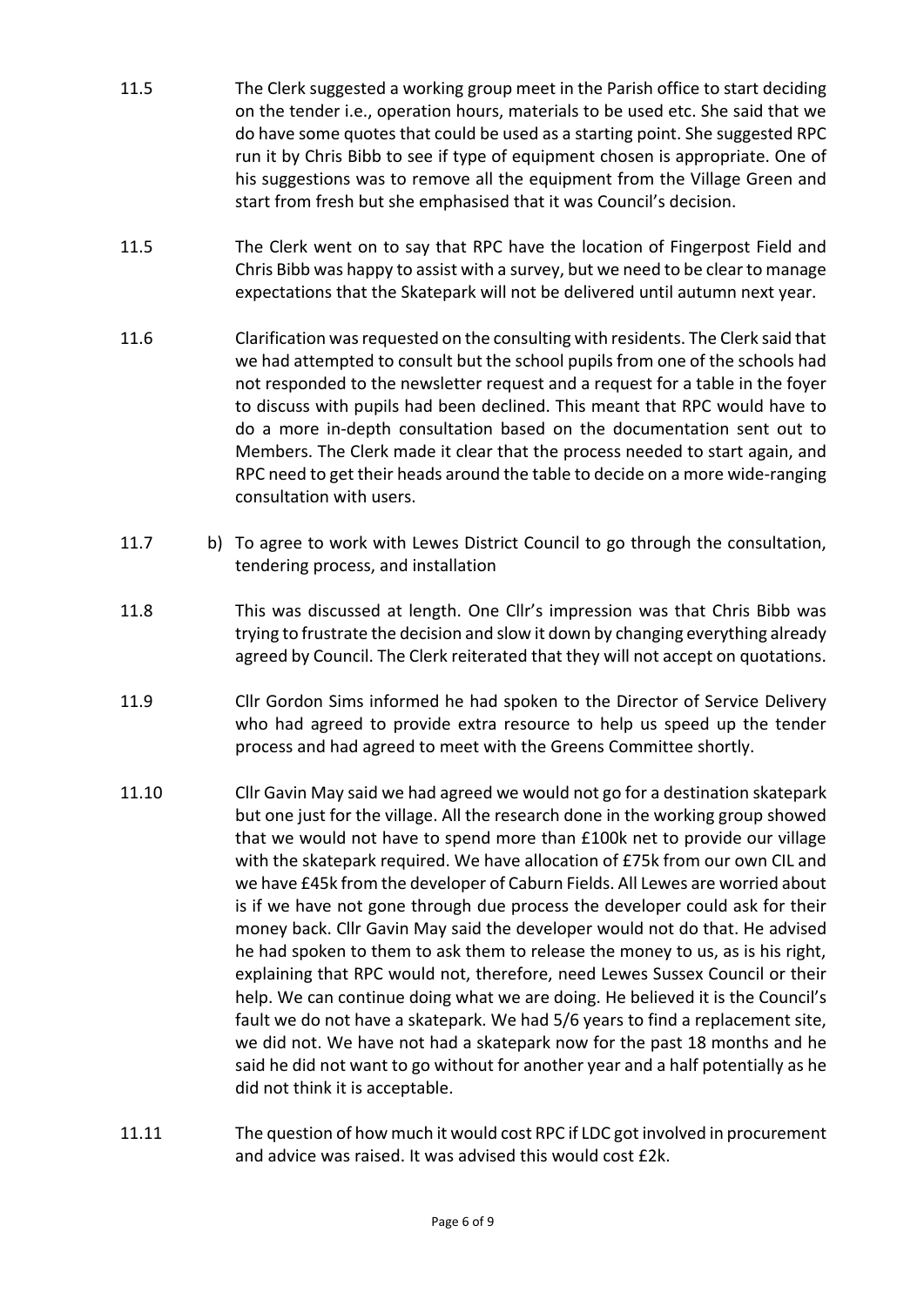11.5 The Clerk suggested a working group meet in the Parish office to start deciding on the tender i.e., operation hours, materials to be used etc. She said that we do have some quotes that could be used as a starting point. She suggested RPC run it by Chris Bibb to see if type of equipment chosen is appropriate. One of his suggestions was to remove all the equipment from the Village Green and start from fresh but she emphasised that it was Council's decision.

11.5 The Clerk went on to say that RPC have the location of Fingerpost Field and Chris Bibb was happy to assist with a survey, but we need to be clear to manage expectations that the Skatepark will not be delivered until autumn next year.

11.6 Clarification was requested on the consulting with residents. The Clerk said that we had attempted to consult but the school pupils from one of the schools had not responded to the newsletter request and a request for a table in the foyer to discuss with pupils had been declined. This meant that RPC would have to do a more in-depth consultation based on the documentation sent out to Members. The Clerk made it clear that the process needed to start again, and RPC need to get their heads around the table to decide on a more wide-ranging consultation with users.

11.7 b) To agree to work with Lewes District Council to go through the consultation, tendering process, and installation

11.8 This was discussed at length. One Cllr's impression was that Chris Bibb was trying to frustrate the decision and slow it down by changing everything already agreed by Council. The Clerk reiterated that they will not accept on quotations.

11.9 Cllr Gordon Sims informed he had spoken to the Director of Service Delivery who had agreed to provide extra resource to help us speed up the tender process and had agreed to meet with the Greens Committee shortly.

11.10 Cllr Gavin May said we had agreed we would not go for a destination skatepark but one just for the village. All the research done in the working group showed that we would not have to spend more than £100k net to provide our village with the skatepark required. We have allocation of £75k from our own CIL and we have £45k from the developer of Caburn Fields. All Lewes are worried about is if we have not gone through due process the developer could ask for their money back. Cllr Gavin May said the developer would not do that. He advised he had spoken to them to ask them to release the money to us, as is his right, explaining that RPC would not, therefore, need Lewes Sussex Council or their help. We can continue doing what we are doing. He believed it is the Council's fault we do not have a skatepark. We had 5/6 years to find a replacement site, we did not. We have not had a skatepark now for the past 18 months and he said he did not want to go without for another year and a half potentially as he did not think it is acceptable.

11.11 The question of how much it would cost RPC if LDC got involved in procurement and advice was raised. It was advised this would cost £2k.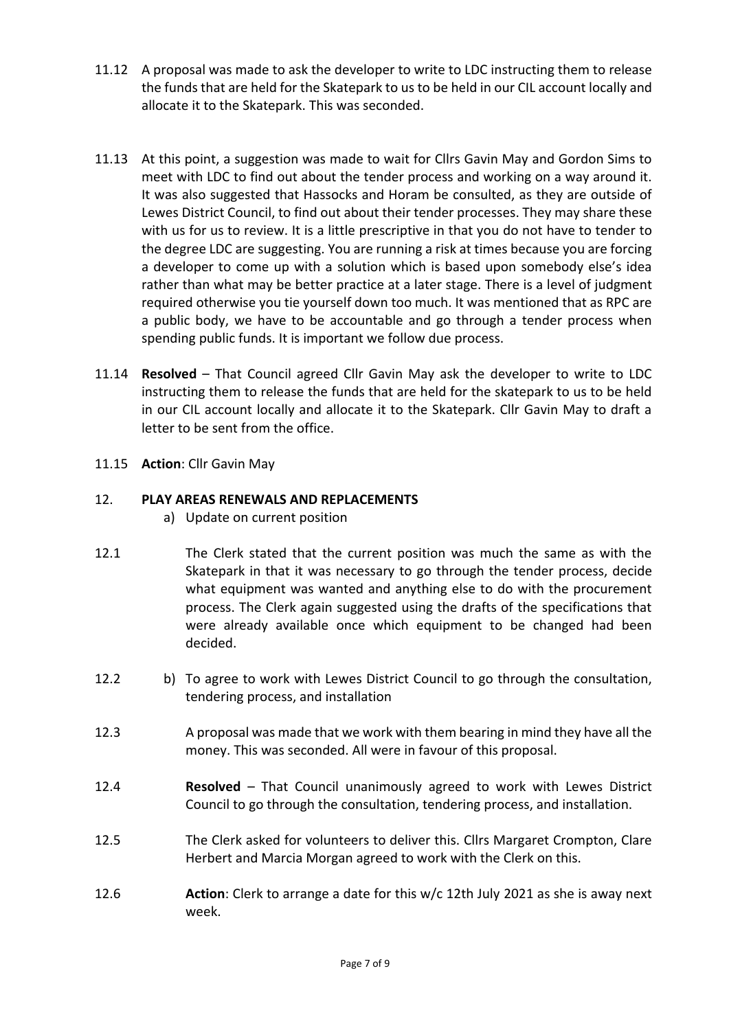11.12 A proposal was made to ask the developer to write to LDC instructing them to release the funds that are held for the Skatepark to us to be held in our CIL account locally and allocate it to the Skatepark. This was seconded.

11.13 At this point, a suggestion was made to wait for Cllrs Gavin May and Gordon Sims to meet with LDC to find out about the tender process and working on a way around it. It was also suggested that Hassocks and Horam be consulted, as they are outside of Lewes District Council, to find out about their tender processes. They may share these with us for us to review. It is a little prescriptive in that you do not have to tender to the degree LDC are suggesting. You are running a risk at times because you are forcing a developer to come up with a solution which is based upon somebody else's idea rather than what may be better practice at a later stage. There is a level of judgment required otherwise you tie yourself down too much. It was mentioned that as RPC are a public body, we have to be accountable and go through a tender process when spending public funds. It is important we follow due process.

11.14 **Resolved** – That Council agreed Cllr Gavin May ask the developer to write to LDC instructing them to release the funds that are held for the skatepark to us to be held in our CIL account locally and allocate it to the Skatepark. Cllr Gavin May to draft a letter to be sent from the office.

11.15 **Action**: Cllr Gavin May

## 12. PLAY AREAS RENEWALS AND REPLACEMENTS

a) Update on current position

12.1 The Clerk stated that the current position was much the same as with the Skatepark in that it was necessary to go through the tender process, decide what equipment was wanted and anything else to do with the procurement process. The Clerk again suggested using the drafts of the specifications that were already available once which equipment to be changed had been decided.

12.2 b) To agree to work with Lewes District Council to go through the consultation, tendering process, and installation

12.3 A proposal was made that we work with them bearing in mind they have all the money. This was seconded. All were in favour of this proposal.

12.4 **Resolved** – That Council unanimously agreed to work with Lewes District Council to go through the consultation, tendering process, and installation.

12.5 The Clerk asked for volunteers to deliver this. Cllrs Margaret Crompton, Clare Herbert and Marcia Morgan agreed to work with the Clerk on this.

12.6 **Action**: Clerk to arrange a date for this w/c 12th July 2021 as she is away next week.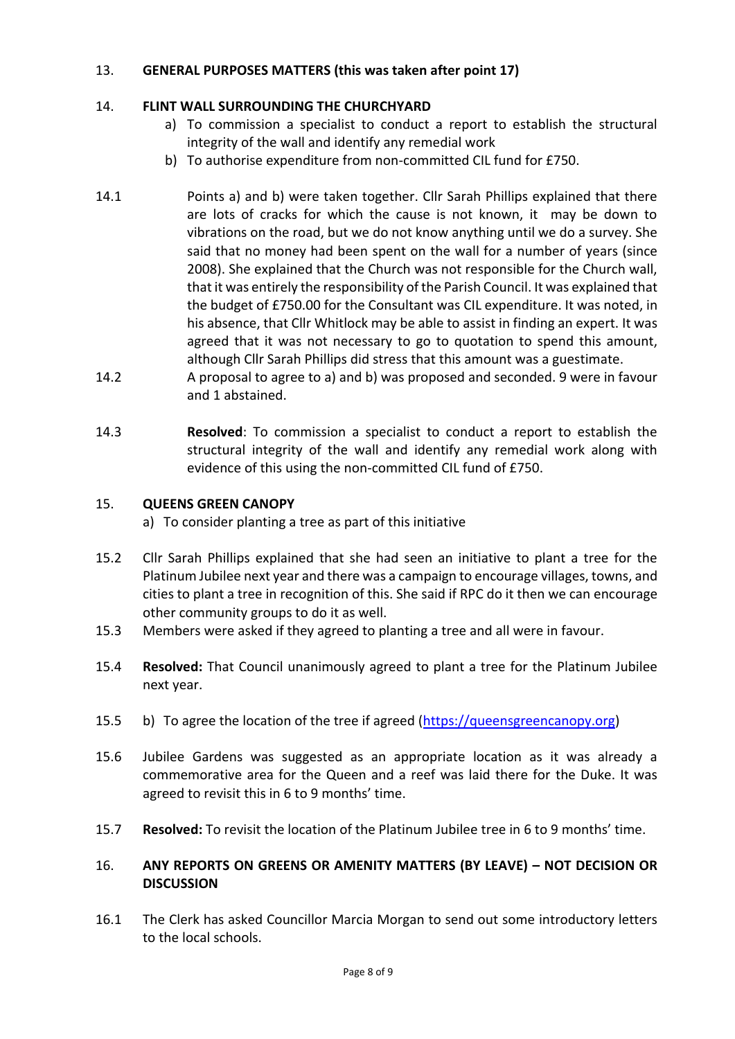13. **GENERAL PURPOSES MATTERS (this was taken after point 17)**

14. **FLINT WALL SURROUNDING THE CHURCHYARD**

   a) To commission a specialist to conduct a report to establish the structural integrity of the wall and identify any remedial work
   b) To authorise expenditure from non-committed CIL fund for £750.

14.1 Points a) and b) were taken together. Cllr Sarah Phillips explained that there are lots of cracks for which the cause is not known, it may be down to vibrations on the road, but we do not know anything until we do a survey. She said that no money had been spent on the wall for a number of years (since 2008). She explained that the Church was not responsible for the Church wall, that it was entirely the responsibility of the Parish Council. It was explained that the budget of £750.00 for the Consultant was CIL expenditure. It was noted, in his absence, that Cllr Whitlock may be able to assist in finding an expert. It was agreed that it was not necessary to go to quotation to spend this amount, although Cllr Sarah Phillips did stress that this amount was a guestimate.

14.2 A proposal to agree to a) and b) was proposed and seconded. 9 were in favour and 1 abstained.

14.3 **Resolved**: To commission a specialist to conduct a report to establish the structural integrity of the wall and identify any remedial work along with evidence of this using the non-committed CIL fund of £750.

15. **QUEENS GREEN CANOPY**

   a) To consider planting a tree as part of this initiative

15.2 Cllr Sarah Phillips explained that she had seen an initiative to plant a tree for the Platinum Jubilee next year and there was a campaign to encourage villages, towns, and cities to plant a tree in recognition of this. She said if RPC do it then we can encourage other community groups to do it as well.

15.3 Members were asked if they agreed to planting a tree and all were in favour.

15.4 **Resolved:** That Council unanimously agreed to plant a tree for the Platinum Jubilee next year.

15.5 b) To agree the location of the tree if agreed (https://queensgreencanopy.org)

15.6 Jubilee Gardens was suggested as an appropriate location as it was already a commemorative area for the Queen and a reef was laid there for the Duke. It was agreed to revisit this in 6 to 9 months' time.

15.7 **Resolved:** To revisit the location of the Platinum Jubilee tree in 6 to 9 months' time.

16. **ANY REPORTS ON GREENS OR AMENITY MATTERS (BY LEAVE) – NOT DECISION OR DISCUSSION**

16.1 The Clerk has asked Councillor Marcia Morgan to send out some introductory letters to the local schools.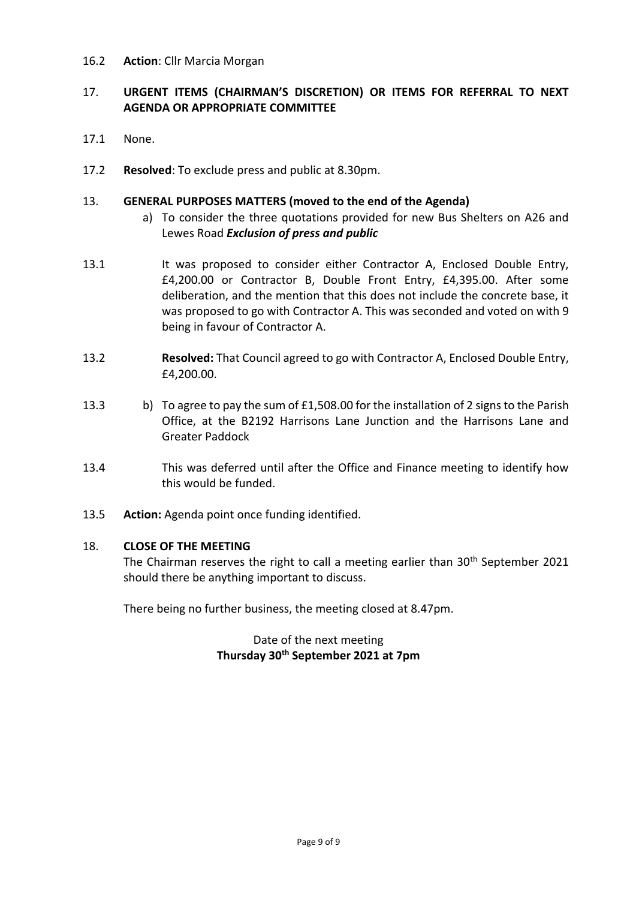16.2 **Action**: Cllr Marcia Morgan

17. **URGENT ITEMS (CHAIRMAN'S DISCRETION) OR ITEMS FOR REFERRAL TO NEXT AGENDA OR APPROPRIATE COMMITTEE**

17.1 None.

17.2 **Resolved**: To exclude press and public at 8.30pm.

13. **GENERAL PURPOSES MATTERS (moved to the end of the Agenda)**

a) To consider the three quotations provided for new Bus Shelters on A26 and Lewes Road ***Exclusion of press and public***

13.1 It was proposed to consider either Contractor A, Enclosed Double Entry, £4,200.00 or Contractor B, Double Front Entry, £4,395.00. After some deliberation, and the mention that this does not include the concrete base, it was proposed to go with Contractor A. This was seconded and voted on with 9 being in favour of Contractor A.

13.2 **Resolved:** That Council agreed to go with Contractor A, Enclosed Double Entry, £4,200.00.

13.3 b) To agree to pay the sum of £1,508.00 for the installation of 2 signs to the Parish Office, at the B2192 Harrisons Lane Junction and the Harrisons Lane and Greater Paddock

13.4 This was deferred until after the Office and Finance meeting to identify how this would be funded.

13.5 **Action:** Agenda point once funding identified.

18. **CLOSE OF THE MEETING**

The Chairman reserves the right to call a meeting earlier than 30th September 2021 should there be anything important to discuss.

There being no further business, the meeting closed at 8.47pm.

Date of the next meeting

**Thursday 30th September 2021 at 7pm**